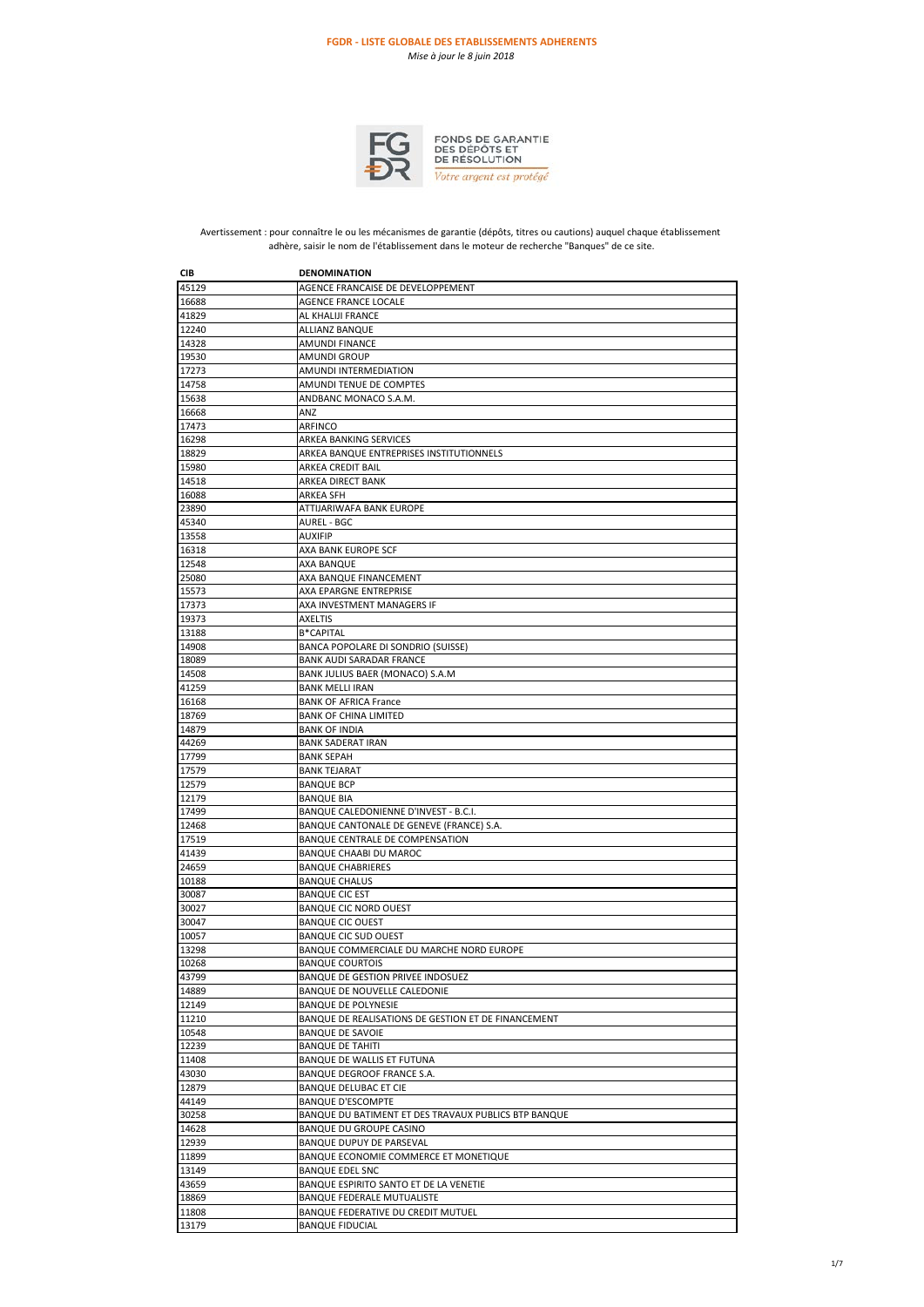# FGDR - LISTE GLOBALE DES ETABLISSEMENTS ADHERENTS

*Mise à jour le 8 juin 2018*

FONDS DE GARANTIE DES DÉPÔTS ET DE RESOLUTION

*Votre argent est protégé*

Avertissement : pour connaître le ou les mécanismes de garantie (dépôts, titres ou cautions) auquel chaque établissement adhère, saisir le nom de l'établissement dans le moteur de recherche "Banques" de ce site.

| CIB | DENOMINATION |
|---|---|
| 45129 | AGENCE FRANCAISE DE DEVELOPPEMENT |
| 16688 | AGENCE FRANCE LOCALE |
| 41829 | AL KHALIJI FRANCE |
| 12240 | ALLIANZ BANQUE |
| 14328 | AMUNDI FINANCE |
| 19530 | AMUNDI GROUP |
| 17273 | AMUNDI INTERMEDIATION |
| 14758 | AMUNDI TENUE DE COMPTES |
| 15638 | ANDBANC MONACO S.A.M. |
| 16668 | ANZ |
| 17473 | ARFINCO |
| 16298 | ARKEA BANKING SERVICES |
| 18829 | ARKEA BANQUE ENTREPRISES INSTITUTIONNELS |
| 15980 | ARKEA CREDIT BAIL |
| 14518 | ARKEA DIRECT BANK |
| 16088 | ARKEA SFH |
| 23890 | ATTIJARIWAFA BANK EUROPE |
| 45340 | AUREL - BGC |
| 13558 | AUXIFIP |
| 16318 | AXA BANK EUROPE SCF |
| 12548 | AXA BANQUE |
| 25080 | AXA BANQUE FINANCEMENT |
| 15573 | AXA EPARGNE ENTREPRISE |
| 17373 | AXA INVESTMENT MANAGERS IF |
| 19373 | AXELTIS |
| 13188 | B*CAPITAL |
| 14908 | BANCA POPOLARE DI SONDRIO (SUISSE) |
| 18089 | BANK AUDI SARADAR FRANCE |
| 14508 | BANK JULIUS BAER (MONACO) S.A.M |
| 41259 | BANK MELLI IRAN |
| 16168 | BANK OF AFRICA France |
| 18769 | BANK OF CHINA LIMITED |
| 14879 | BANK OF INDIA |
| 44269 | BANK SADERAT IRAN |
| 17799 | BANK SEPAH |
| 17579 | BANK TEJARAT |
| 12579 | BANQUE BCP |
| 12179 | BANQUE BIA |
| 17499 | BANQUE CALEDONIENNE D'INVEST - B.C.I. |
| 12468 | BANQUE CANTONALE DE GENEVE (FRANCE) S.A. |
| 17519 | BANQUE CENTRALE DE COMPENSATION |
| 41439 | BANQUE CHAABI DU MAROC |
| 24659 | BANQUE CHABRIERES |
| 10188 | BANQUE CHALUS |
| 30087 | BANQUE CIC EST |
| 30027 | BANQUE CIC NORD OUEST |
| 30047 | BANQUE CIC OUEST |
| 10057 | BANQUE CIC SUD OUEST |
| 13298 | BANQUE COMMERCIALE DU MARCHE NORD EUROPE |
| 10268 | BANQUE COURTOIS |
| 43799 | BANQUE DE GESTION PRIVEE INDOSUEZ |
| 14889 | BANQUE DE NOUVELLE CALEDONIE |
| 12149 | BANQUE DE POLYNESIE |
| 11210 | BANQUE DE REALISATIONS DE GESTION ET DE FINANCEMENT |
| 10548 | BANQUE DE SAVOIE |
| 12239 | BANQUE DE TAHITI |
| 11408 | BANQUE DE WALLIS ET FUTUNA |
| 43030 | BANQUE DEGROOF FRANCE S.A. |
| 12879 | BANQUE DELUBAC ET CIE |
| 44149 | BANQUE D'ESCOMPTE |
| 30258 | BANQUE DU BATIMENT ET DES TRAVAUX PUBLICS BTP BANQUE |
| 14628 | BANQUE DU GROUPE CASINO |
| 12939 | BANQUE DUPUY DE PARSEVAL |
| 11899 | BANQUE ECONOMIE COMMERCE ET MONETIQUE |
| 13149 | BANQUE EDEL SNC |
| 43659 | BANQUE ESPIRITO SANTO ET DE LA VENETIE |
| 18869 | BANQUE FEDERALE MUTUALISTE |
| 11808 | BANQUE FEDERATIVE DU CREDIT MUTUEL |
| 13179 | BANQUE FIDUCIAL |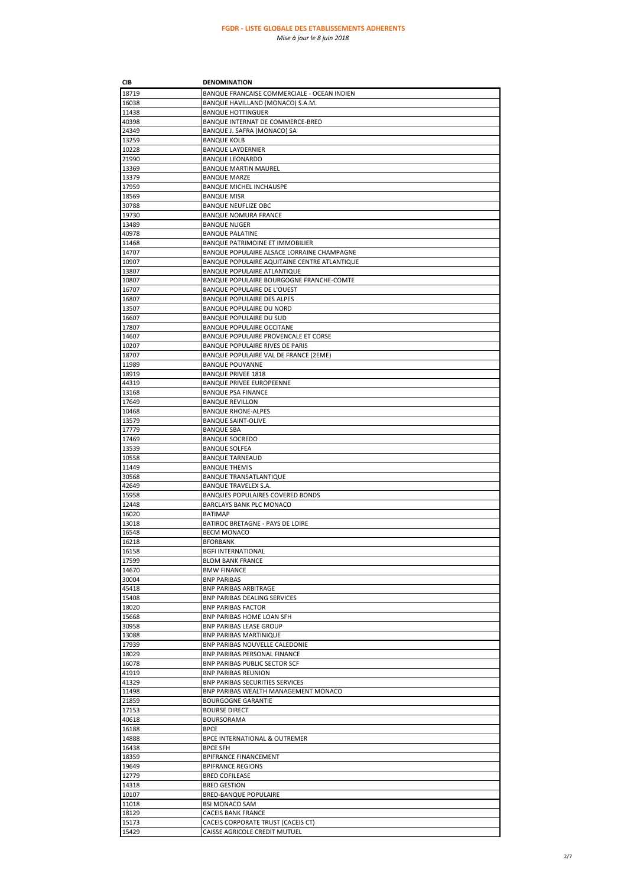**FGDR - LISTE GLOBALE DES ETABLISSEMENTS ADHERENTS**

*Mise à jour le 8 juin 2018*

| CIB | DENOMINATION |
|---|---|
| 18719 | BANQUE FRANCAISE COMMERCIALE - OCEAN INDIEN |
| 16038 | BANQUE HAVILLAND (MONACO) S.A.M. |
| 11438 | BANQUE HOTTINGUER |
| 40398 | BANQUE INTERNAT DE COMMERCE-BRED |
| 24349 | BANQUE J. SAFRA (MONACO) SA |
| 13259 | BANQUE KOLB |
| 10228 | BANQUE LAYDERNIER |
| 21990 | BANQUE LEONARDO |
| 13369 | BANQUE MARTIN MAUREL |
| 13379 | BANQUE MARZE |
| 17959 | BANQUE MICHEL INCHAUSPE |
| 18569 | BANQUE MISR |
| 30788 | BANQUE NEUFLIZE OBC |
| 19730 | BANQUE NOMURA FRANCE |
| 13489 | BANQUE NUGER |
| 40978 | BANQUE PALATINE |
| 11468 | BANQUE PATRIMOINE ET IMMOBILIER |
| 14707 | BANQUE POPULAIRE ALSACE LORRAINE CHAMPAGNE |
| 10907 | BANQUE POPULAIRE AQUITAINE CENTRE ATLANTIQUE |
| 13807 | BANQUE POPULAIRE ATLANTIQUE |
| 10807 | BANQUE POPULAIRE BOURGOGNE FRANCHE-COMTE |
| 16707 | BANQUE POPULAIRE DE L'OUEST |
| 16807 | BANQUE POPULAIRE DES ALPES |
| 13507 | BANQUE POPULAIRE DU NORD |
| 16607 | BANQUE POPULAIRE DU SUD |
| 17807 | BANQUE POPULAIRE OCCITANE |
| 14607 | BANQUE POPULAIRE PROVENCALE ET CORSE |
| 10207 | BANQUE POPULAIRE RIVES DE PARIS |
| 18707 | BANQUE POPULAIRE VAL DE FRANCE (2EME) |
| 11989 | BANQUE POUYANNE |
| 18919 | BANQUE PRIVEE 1818 |
| 44319 | BANQUE PRIVEE EUROPEENNE |
| 13168 | BANQUE PSA FINANCE |
| 17649 | BANQUE REVILLON |
| 10468 | BANQUE RHONE-ALPES |
| 13579 | BANQUE SAINT-OLIVE |
| 17779 | BANQUE SBA |
| 17469 | BANQUE SOCREDO |
| 13539 | BANQUE SOLFEA |
| 10558 | BANQUE TARNEAUD |
| 11449 | BANQUE THEMIS |
| 30568 | BANQUE TRANSATLANTIQUE |
| 42649 | BANQUE TRAVELEX S.A. |
| 15958 | BANQUES POPULAIRES COVERED BONDS |
| 12448 | BARCLAYS BANK PLC MONACO |
| 16020 | BATIMAP |
| 13018 | BATIROC BRETAGNE - PAYS DE LOIRE |
| 16548 | BECM MONACO |
| 16218 | BFORBANK |
| 16158 | BGFI INTERNATIONAL |
| 17599 | BLOM BANK FRANCE |
| 14670 | BMW FINANCE |
| 30004 | BNP PARIBAS |
| 45418 | BNP PARIBAS ARBITRAGE |
| 15408 | BNP PARIBAS DEALING SERVICES |
| 18020 | BNP PARIBAS FACTOR |
| 15668 | BNP PARIBAS HOME LOAN SFH |
| 30958 | BNP PARIBAS LEASE GROUP |
| 13088 | BNP PARIBAS MARTINIQUE |
| 17939 | BNP PARIBAS NOUVELLE CALEDONIE |
| 18029 | BNP PARIBAS PERSONAL FINANCE |
| 16078 | BNP PARIBAS PUBLIC SECTOR SCF |
| 41919 | BNP PARIBAS REUNION |
| 41329 | BNP PARIBAS SECURITIES SERVICES |
| 11498 | BNP PARIBAS WEALTH MANAGEMENT MONACO |
| 21859 | BOURGOGNE GARANTIE |
| 17153 | BOURSE DIRECT |
| 40618 | BOURSORAMA |
| 16188 | BPCE |
| 14888 | BPCE INTERNATIONAL & OUTREMER |
| 16438 | BPCE SFH |
| 18359 | BPIFRANCE FINANCEMENT |
| 19649 | BPIFRANCE REGIONS |
| 12779 | BRED COFILEASE |
| 14318 | BRED GESTION |
| 10107 | BRED-BANQUE POPULAIRE |
| 11018 | BSI MONACO SAM |
| 18129 | CACEIS BANK FRANCE |
| 15173 | CACEIS CORPORATE TRUST (CACEIS CT) |
| 15429 | CAISSE AGRICOLE CREDIT MUTUEL |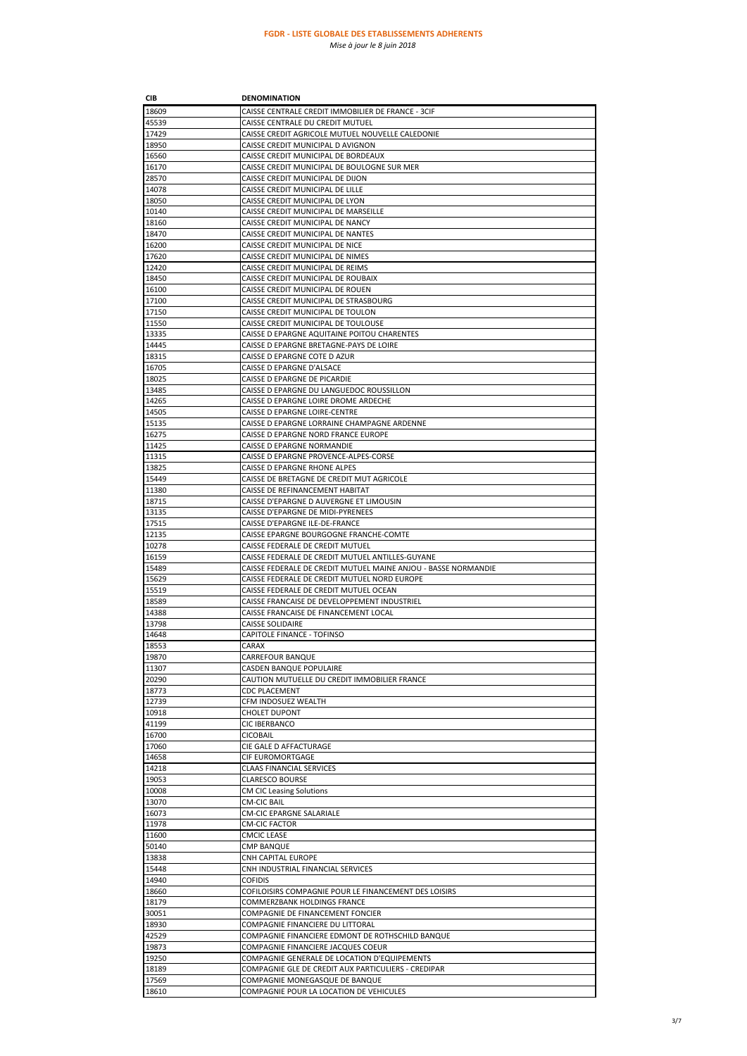**FGDR - LISTE GLOBALE DES ETABLISSEMENTS ADHERENTS**

*Mise à jour le 8 juin 2018*

| CIB | DENOMINATION |
|---|---|
| 18609 | CAISSE CENTRALE CREDIT IMMOBILIER DE FRANCE - 3CIF |
| 45539 | CAISSE CENTRALE DU CREDIT MUTUEL |
| 17429 | CAISSE CREDIT AGRICOLE MUTUEL NOUVELLE CALEDONIE |
| 18950 | CAISSE CREDIT MUNICIPAL D AVIGNON |
| 16560 | CAISSE CREDIT MUNICIPAL DE BORDEAUX |
| 16170 | CAISSE CREDIT MUNICIPAL DE BOULOGNE SUR MER |
| 28570 | CAISSE CREDIT MUNICIPAL DE DIJON |
| 14078 | CAISSE CREDIT MUNICIPAL DE LILLE |
| 18050 | CAISSE CREDIT MUNICIPAL DE LYON |
| 10140 | CAISSE CREDIT MUNICIPAL DE MARSEILLE |
| 18160 | CAISSE CREDIT MUNICIPAL DE NANCY |
| 18470 | CAISSE CREDIT MUNICIPAL DE NANTES |
| 16200 | CAISSE CREDIT MUNICIPAL DE NICE |
| 17620 | CAISSE CREDIT MUNICIPAL DE NIMES |
| 12420 | CAISSE CREDIT MUNICIPAL DE REIMS |
| 18450 | CAISSE CREDIT MUNICIPAL DE ROUBAIX |
| 16100 | CAISSE CREDIT MUNICIPAL DE ROUEN |
| 17100 | CAISSE CREDIT MUNICIPAL DE STRASBOURG |
| 17150 | CAISSE CREDIT MUNICIPAL DE TOULON |
| 11550 | CAISSE CREDIT MUNICIPAL DE TOULOUSE |
| 13335 | CAISSE D EPARGNE AQUITAINE POITOU CHARENTES |
| 14445 | CAISSE D EPARGNE BRETAGNE-PAYS DE LOIRE |
| 18315 | CAISSE D EPARGNE COTE D AZUR |
| 16705 | CAISSE D EPARGNE D'ALSACE |
| 18025 | CAISSE D EPARGNE DE PICARDIE |
| 13485 | CAISSE D EPARGNE DU LANGUEDOC ROUSSILLON |
| 14265 | CAISSE D EPARGNE LOIRE DROME ARDECHE |
| 14505 | CAISSE D EPARGNE LOIRE-CENTRE |
| 15135 | CAISSE D EPARGNE LORRAINE CHAMPAGNE ARDENNE |
| 16275 | CAISSE D EPARGNE NORD FRANCE EUROPE |
| 11425 | CAISSE D EPARGNE NORMANDIE |
| 11315 | CAISSE D EPARGNE PROVENCE-ALPES-CORSE |
| 13825 | CAISSE D EPARGNE RHONE ALPES |
| 15449 | CAISSE DE BRETAGNE DE CREDIT MUT AGRICOLE |
| 11380 | CAISSE DE REFINANCEMENT HABITAT |
| 18715 | CAISSE D'EPARGNE D AUVERGNE ET LIMOUSIN |
| 13135 | CAISSE D'EPARGNE DE MIDI-PYRENEES |
| 17515 | CAISSE D'EPARGNE ILE-DE-FRANCE |
| 12135 | CAISSE EPARGNE BOURGOGNE FRANCHE-COMTE |
| 10278 | CAISSE FEDERALE DE CREDIT MUTUEL |
| 16159 | CAISSE FEDERALE DE CREDIT MUTUEL ANTILLES-GUYANE |
| 15489 | CAISSE FEDERALE DE CREDIT MUTUEL MAINE ANJOU - BASSE NORMANDIE |
| 15629 | CAISSE FEDERALE DE CREDIT MUTUEL NORD EUROPE |
| 15519 | CAISSE FEDERALE DE CREDIT MUTUEL OCEAN |
| 18589 | CAISSE FRANCAISE DE DEVELOPPEMENT INDUSTRIEL |
| 14388 | CAISSE FRANCAISE DE FINANCEMENT LOCAL |
| 13798 | CAISSE SOLIDAIRE |
| 14648 | CAPITOLE FINANCE - TOFINSO |
| 18553 | CARAX |
| 19870 | CARREFOUR BANQUE |
| 11307 | CASDEN BANQUE POPULAIRE |
| 20290 | CAUTION MUTUELLE DU CREDIT IMMOBILIER FRANCE |
| 18773 | CDC PLACEMENT |
| 12739 | CFM INDOSUEZ WEALTH |
| 10918 | CHOLET DUPONT |
| 41199 | CIC IBERBANCO |
| 16700 | CICOBAIL |
| 17060 | CIE GALE D AFFACTURAGE |
| 14658 | CIF EUROMORTGAGE |
| 14218 | CLAAS FINANCIAL SERVICES |
| 19053 | CLARESCO BOURSE |
| 10008 | CM CIC Leasing Solutions |
| 13070 | CM-CIC BAIL |
| 16073 | CM-CIC EPARGNE SALARIALE |
| 11978 | CM-CIC FACTOR |
| 11600 | CMCIC LEASE |
| 50140 | CMP BANQUE |
| 13838 | CNH CAPITAL EUROPE |
| 15448 | CNH INDUSTRIAL FINANCIAL SERVICES |
| 14940 | COFIDIS |
| 18660 | COFILOISIRS COMPAGNIE POUR LE FINANCEMENT DES LOISIRS |
| 18179 | COMMERZBANK HOLDINGS FRANCE |
| 30051 | COMPAGNIE DE FINANCEMENT FONCIER |
| 18930 | COMPAGNIE FINANCIERE DU LITTORAL |
| 42529 | COMPAGNIE FINANCIERE EDMONT DE ROTHSCHILD BANQUE |
| 19873 | COMPAGNIE FINANCIERE JACQUES COEUR |
| 19250 | COMPAGNIE GENERALE DE LOCATION D'EQUIPEMENTS |
| 18189 | COMPAGNIE GLE DE CREDIT AUX PARTICULIERS - CREDIPAR |
| 17569 | COMPAGNIE MONEGASQUE DE BANQUE |
| 18610 | COMPAGNIE POUR LA LOCATION DE VEHICULES |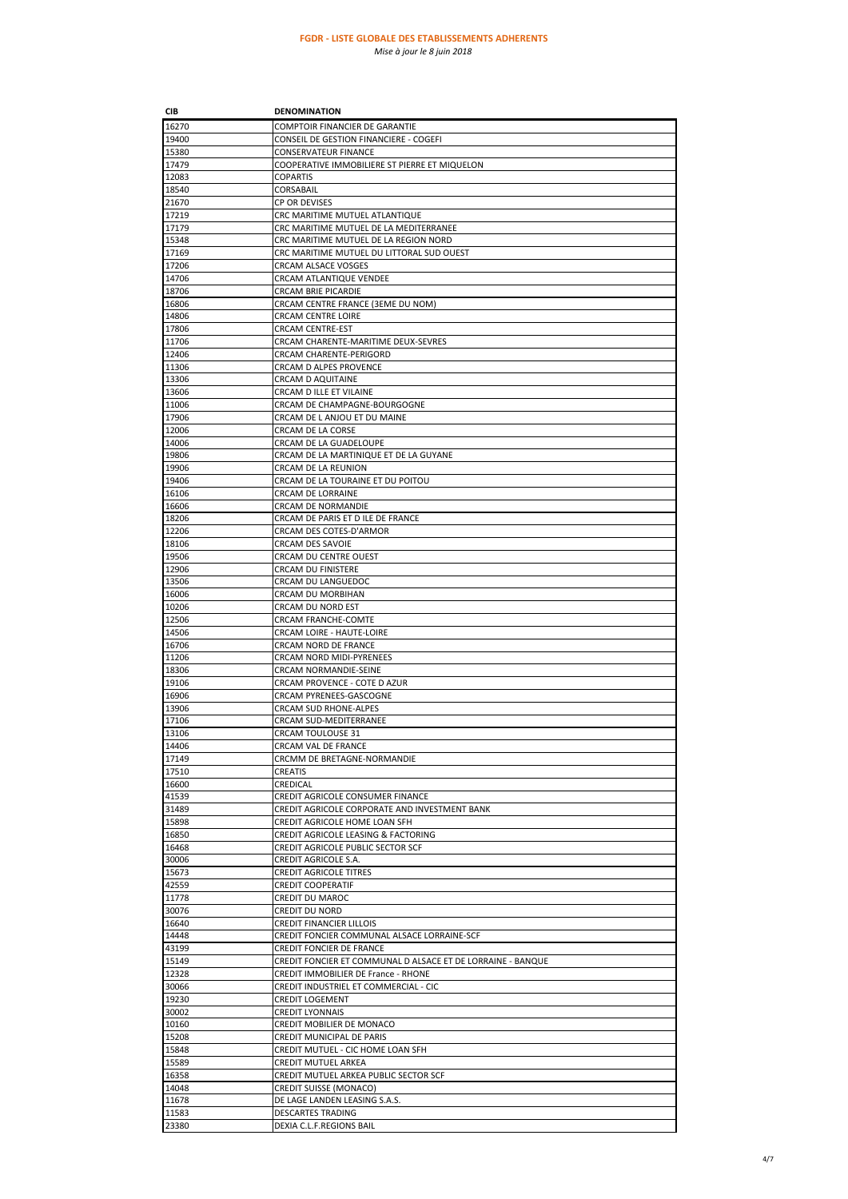**FGDR - LISTE GLOBALE DES ETABLISSEMENTS ADHERENTS**

*Mise à jour le 8 juin 2018*

| CIB | DENOMINATION |
|---|---|
| 16270 | COMPTOIR FINANCIER DE GARANTIE |
| 19400 | CONSEIL DE GESTION FINANCIERE - COGEFI |
| 15380 | CONSERVATEUR FINANCE |
| 17479 | COOPERATIVE IMMOBILIERE ST PIERRE ET MIQUELON |
| 12083 | COPARTIS |
| 18540 | CORSABAIL |
| 21670 | CP OR DEVISES |
| 17219 | CRC MARITIME MUTUEL ATLANTIQUE |
| 17179 | CRC MARITIME MUTUEL DE LA MEDITERRANEE |
| 15348 | CRC MARITIME MUTUEL DE LA REGION NORD |
| 17169 | CRC MARITIME MUTUEL DU LITTORAL SUD OUEST |
| 17206 | CRCAM ALSACE VOSGES |
| 14706 | CRCAM ATLANTIQUE VENDEE |
| 18706 | CRCAM BRIE PICARDIE |
| 16806 | CRCAM CENTRE FRANCE (3EME DU NOM) |
| 14806 | CRCAM CENTRE LOIRE |
| 17806 | CRCAM CENTRE-EST |
| 11706 | CRCAM CHARENTE-MARITIME DEUX-SEVRES |
| 12406 | CRCAM CHARENTE-PERIGORD |
| 11306 | CRCAM D ALPES PROVENCE |
| 13306 | CRCAM D AQUITAINE |
| 13606 | CRCAM D ILLE ET VILAINE |
| 11006 | CRCAM DE CHAMPAGNE-BOURGOGNE |
| 17906 | CRCAM DE L ANJOU ET DU MAINE |
| 12006 | CRCAM DE LA CORSE |
| 14006 | CRCAM DE LA GUADELOUPE |
| 19806 | CRCAM DE LA MARTINIQUE ET DE LA GUYANE |
| 19906 | CRCAM DE LA REUNION |
| 19406 | CRCAM DE LA TOURAINE ET DU POITOU |
| 16106 | CRCAM DE LORRAINE |
| 16606 | CRCAM DE NORMANDIE |
| 18206 | CRCAM DE PARIS ET D ILE DE FRANCE |
| 12206 | CRCAM DES COTES-D'ARMOR |
| 18106 | CRCAM DES SAVOIE |
| 19506 | CRCAM DU CENTRE OUEST |
| 12906 | CRCAM DU FINISTERE |
| 13506 | CRCAM DU LANGUEDOC |
| 16006 | CRCAM DU MORBIHAN |
| 10206 | CRCAM DU NORD EST |
| 12506 | CRCAM FRANCHE-COMTE |
| 14506 | CRCAM LOIRE - HAUTE-LOIRE |
| 16706 | CRCAM NORD DE FRANCE |
| 11206 | CRCAM NORD MIDI-PYRENEES |
| 18306 | CRCAM NORMANDIE-SEINE |
| 19106 | CRCAM PROVENCE - COTE D AZUR |
| 16906 | CRCAM PYRENEES-GASCOGNE |
| 13906 | CRCAM SUD RHONE-ALPES |
| 17106 | CRCAM SUD-MEDITERRANEE |
| 13106 | CRCAM TOULOUSE 31 |
| 14406 | CRCAM VAL DE FRANCE |
| 17149 | CRCMM DE BRETAGNE-NORMANDIE |
| 17510 | CREATIS |
| 16600 | CREDICAL |
| 41539 | CREDIT AGRICOLE CONSUMER FINANCE |
| 31489 | CREDIT AGRICOLE CORPORATE AND INVESTMENT BANK |
| 15898 | CREDIT AGRICOLE HOME LOAN SFH |
| 16850 | CREDIT AGRICOLE LEASING & FACTORING |
| 16468 | CREDIT AGRICOLE PUBLIC SECTOR SCF |
| 30006 | CREDIT AGRICOLE S.A. |
| 15673 | CREDIT AGRICOLE TITRES |
| 42559 | CREDIT COOPERATIF |
| 11778 | CREDIT DU MAROC |
| 30076 | CREDIT DU NORD |
| 16640 | CREDIT FINANCIER LILLOIS |
| 14448 | CREDIT FONCIER COMMUNAL ALSACE LORRAINE-SCF |
| 43199 | CREDIT FONCIER DE FRANCE |
| 15149 | CREDIT FONCIER ET COMMUNAL D ALSACE ET DE LORRAINE - BANQUE |
| 12328 | CREDIT IMMOBILIER DE France - RHONE |
| 30066 | CREDIT INDUSTRIEL ET COMMERCIAL - CIC |
| 19230 | CREDIT LOGEMENT |
| 30002 | CREDIT LYONNAIS |
| 10160 | CREDIT MOBILIER DE MONACO |
| 15208 | CREDIT MUNICIPAL DE PARIS |
| 15848 | CREDIT MUTUEL - CIC HOME LOAN SFH |
| 15589 | CREDIT MUTUEL ARKEA |
| 16358 | CREDIT MUTUEL ARKEA PUBLIC SECTOR SCF |
| 14048 | CREDIT SUISSE (MONACO) |
| 11678 | DE LAGE LANDEN LEASING S.A.S. |
| 11583 | DESCARTES TRADING |
| 23380 | DEXIA C.L.F.REGIONS BAIL |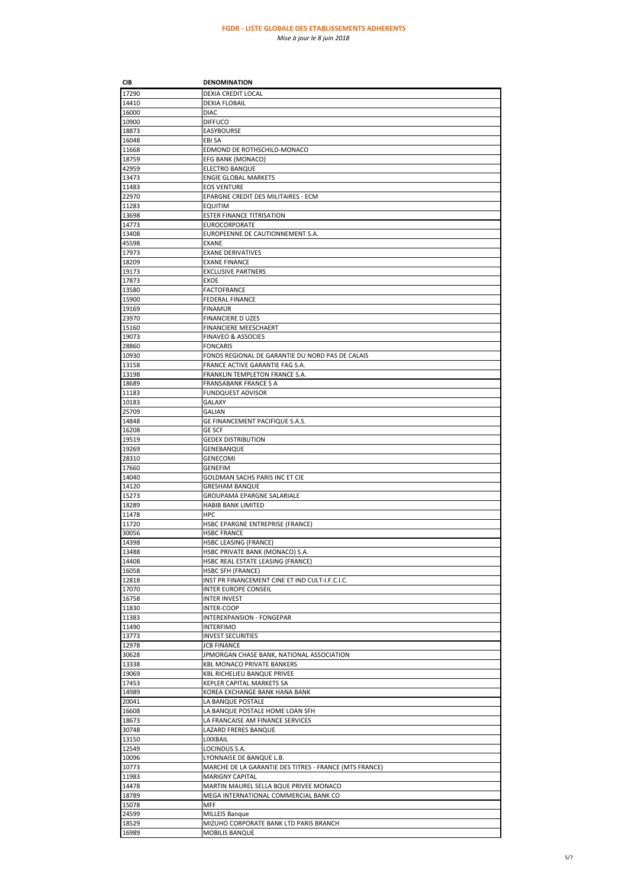**FGDR - LISTE GLOBALE DES ETABLISSEMENTS ADHERENTS**

*Mise à jour le 8 juin 2018*

| CIB | DENOMINATION |
|---|---|
| 17290 | DEXIA CREDIT LOCAL |
| 14410 | DEXIA FLOBAIL |
| 16000 | DIAC |
| 10900 | DIFFUCO |
| 18873 | EASYBOURSE |
| 16048 | EBI SA |
| 11668 | EDMOND DE ROTHSCHILD-MONACO |
| 18759 | EFG BANK (MONACO) |
| 42959 | ELECTRO BANQUE |
| 13473 | ENGIE GLOBAL MARKETS |
| 11483 | EOS VENTURE |
| 22970 | EPARGNE CREDIT DES MILITAIRES - ECM |
| 11283 | EQUITIM |
| 13698 | ESTER FINANCE TITRISATION |
| 14773 | EUROCORPORATE |
| 13408 | EUROPEENNE DE CAUTIONNEMENT S.A. |
| 45598 | EXANE |
| 17973 | EXANE DERIVATIVES |
| 18209 | EXANE FINANCE |
| 19173 | EXCLUSIVE PARTNERS |
| 17873 | EXOE |
| 13580 | FACTOFRANCE |
| 15900 | FEDERAL FINANCE |
| 19169 | FINAMUR |
| 23970 | FINANCIERE D UZES |
| 15160 | FINANCIERE MEESCHAERT |
| 19073 | FINAVEO & ASSOCIES |
| 28860 | FONCARIS |
| 10930 | FONDS REGIONAL DE GARANTIE DU NORD PAS DE CALAIS |
| 13158 | FRANCE ACTIVE GARANTIE FAG S.A. |
| 13198 | FRANKLIN TEMPLETON FRANCE S.A. |
| 18689 | FRANSABANK FRANCE S A |
| 11183 | FUNDQUEST ADVISOR |
| 10183 | GALAXY |
| 25709 | GALIAN |
| 14848 | GE FINANCEMENT PACIFIQUE S.A.S. |
| 16208 | GE SCF |
| 19519 | GEDEX DISTRIBUTION |
| 19269 | GENEBANQUE |
| 28310 | GENECOMI |
| 17660 | GENEFIM |
| 14040 | GOLDMAN SACHS PARIS INC ET CIE |
| 14120 | GRESHAM BANQUE |
| 15273 | GROUPAMA EPARGNE SALARIALE |
| 18289 | HABIB BANK LIMITED |
| 11478 | HPC |
| 11720 | HSBC EPARGNE ENTREPRISE (FRANCE) |
| 30056 | HSBC FRANCE |
| 14398 | HSBC LEASING (FRANCE) |
| 13488 | HSBC PRIVATE BANK (MONACO) S.A. |
| 14408 | HSBC REAL ESTATE LEASING (FRANCE) |
| 16058 | HSBC SFH (FRANCE) |
| 12818 | INST PR FINANCEMENT CINE ET IND CULT-I.F.C.I.C. |
| 17070 | INTER EUROPE CONSEIL |
| 16758 | INTER INVEST |
| 11830 | INTER-COOP |
| 11383 | INTEREXPANSION - FONGEPAR |
| 11490 | INTERFIMO |
| 13773 | INVEST SECURITIES |
| 12978 | JCB FINANCE |
| 30628 | JPMORGAN CHASE BANK, NATIONAL ASSOCIATION |
| 13338 | KBL MONACO PRIVATE BANKERS |
| 19069 | KBL RICHELIEU BANQUE PRIVEE |
| 17453 | KEPLER CAPITAL MARKETS SA |
| 14989 | KOREA EXCHANGE BANK HANA BANK |
| 20041 | LA BANQUE POSTALE |
| 16608 | LA BANQUE POSTALE HOME LOAN SFH |
| 18673 | LA FRANCAISE AM FINANCE SERVICES |
| 30748 | LAZARD FRERES BANQUE |
| 13150 | LIXXBAIL |
| 12549 | LOCINDUS S.A. |
| 10096 | LYONNAISE DE BANQUE L.B. |
| 10773 | MARCHE DE LA GARANTIE DES TITRES - FRANCE (MTS FRANCE) |
| 11983 | MARIGNY CAPITAL |
| 14478 | MARTIN MAUREL SELLA BQUE PRIVEE MONACO |
| 18789 | MEGA INTERNATIONAL COMMERCIAL BANK CO |
| 15078 | MFF |
| 24599 | MILLEIS Banque |
| 18529 | MIZUHO CORPORATE BANK LTD PARIS BRANCH |
| 16989 | MOBILIS BANQUE |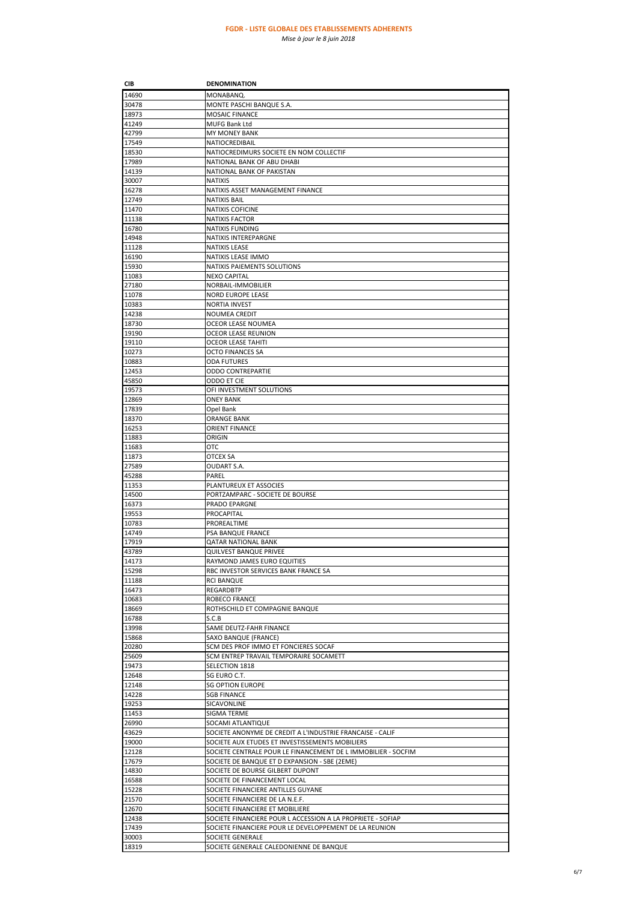**FGDR - LISTE GLOBALE DES ETABLISSEMENTS ADHERENTS**

*Mise à jour le 8 juin 2018*

| CIB | DENOMINATION |
|---|---|
| 14690 | MONABANQ. |
| 30478 | MONTE PASCHI BANQUE S.A. |
| 18973 | MOSAIC FINANCE |
| 41249 | MUFG Bank Ltd |
| 42799 | MY MONEY BANK |
| 17549 | NATIOCREDIBAIL |
| 18530 | NATIOCREDIMURS SOCIETE EN NOM COLLECTIF |
| 17989 | NATIONAL BANK OF ABU DHABI |
| 14139 | NATIONAL BANK OF PAKISTAN |
| 30007 | NATIXIS |
| 16278 | NATIXIS ASSET MANAGEMENT FINANCE |
| 12749 | NATIXIS BAIL |
| 11470 | NATIXIS COFICINE |
| 11138 | NATIXIS FACTOR |
| 16780 | NATIXIS FUNDING |
| 14948 | NATIXIS INTEREPARGNE |
| 11128 | NATIXIS LEASE |
| 16190 | NATIXIS LEASE IMMO |
| 15930 | NATIXIS PAIEMENTS SOLUTIONS |
| 11083 | NEXO CAPITAL |
| 27180 | NORBAIL-IMMOBILIER |
| 11078 | NORD EUROPE LEASE |
| 10383 | NORTIA INVEST |
| 14238 | NOUMEA CREDIT |
| 18730 | OCEOR LEASE NOUMEA |
| 19190 | OCEOR LEASE REUNION |
| 19110 | OCEOR LEASE TAHITI |
| 10273 | OCTO FINANCES SA |
| 10883 | ODA FUTURES |
| 12453 | ODDO CONTREPARTIE |
| 45850 | ODDO ET CIE |
| 19573 | OFI INVESTMENT SOLUTIONS |
| 12869 | ONEY BANK |
| 17839 | Opel Bank |
| 18370 | ORANGE BANK |
| 16253 | ORIENT FINANCE |
| 11883 | ORIGIN |
| 11683 | OTC |
| 11873 | OTCEX SA |
| 27589 | OUDART S.A. |
| 45288 | PAREL |
| 11353 | PLANTUREUX ET ASSOCIES |
| 14500 | PORTZAMPARC - SOCIETE DE BOURSE |
| 16373 | PRADO EPARGNE |
| 19553 | PROCAPITAL |
| 10783 | PROREALTIME |
| 14749 | PSA BANQUE FRANCE |
| 17919 | QATAR NATIONAL BANK |
| 43789 | QUILVEST BANQUE PRIVEE |
| 14173 | RAYMOND JAMES EURO EQUITIES |
| 15298 | RBC INVESTOR SERVICES BANK FRANCE SA |
| 11188 | RCI BANQUE |
| 16473 | REGARDBTP |
| 10683 | ROBECO FRANCE |
| 18669 | ROTHSCHILD ET COMPAGNIE BANQUE |
| 16788 | S.C.B |
| 13998 | SAME DEUTZ-FAHR FINANCE |
| 15868 | SAXO BANQUE (FRANCE) |
| 20280 | SCM DES PROF IMMO ET FONCIERES SOCAF |
| 25609 | SCM ENTREP TRAVAIL TEMPORAIRE SOCAMETT |
| 19473 | SELECTION 1818 |
| 12648 | SG EURO C.T. |
| 12148 | SG OPTION EUROPE |
| 14228 | SGB FINANCE |
| 19253 | SICAVONLINE |
| 11453 | SIGMA TERME |
| 26990 | SOCAMI ATLANTIQUE |
| 43629 | SOCIETE ANONYME DE CREDIT A L'INDUSTRIE FRANCAISE - CALIF |
| 19000 | SOCIETE AUX ETUDES ET INVESTISSEMENTS MOBILIERS |
| 12128 | SOCIETE CENTRALE POUR LE FINANCEMENT DE L IMMOBILIER - SOCFIM |
| 17679 | SOCIETE DE BANQUE ET D EXPANSION - SBE (2EME) |
| 14830 | SOCIETE DE BOURSE GILBERT DUPONT |
| 16588 | SOCIETE DE FINANCEMENT LOCAL |
| 15228 | SOCIETE FINANCIERE ANTILLES GUYANE |
| 21570 | SOCIETE FINANCIERE DE LA N.E.F. |
| 12670 | SOCIETE FINANCIERE ET MOBILIERE |
| 12438 | SOCIETE FINANCIERE POUR L ACCESSION A LA PROPRIETE - SOFIAP |
| 17439 | SOCIETE FINANCIERE POUR LE DEVELOPPEMENT DE LA REUNION |
| 30003 | SOCIETE GENERALE |
| 18319 | SOCIETE GENERALE CALEDONIENNE DE BANQUE |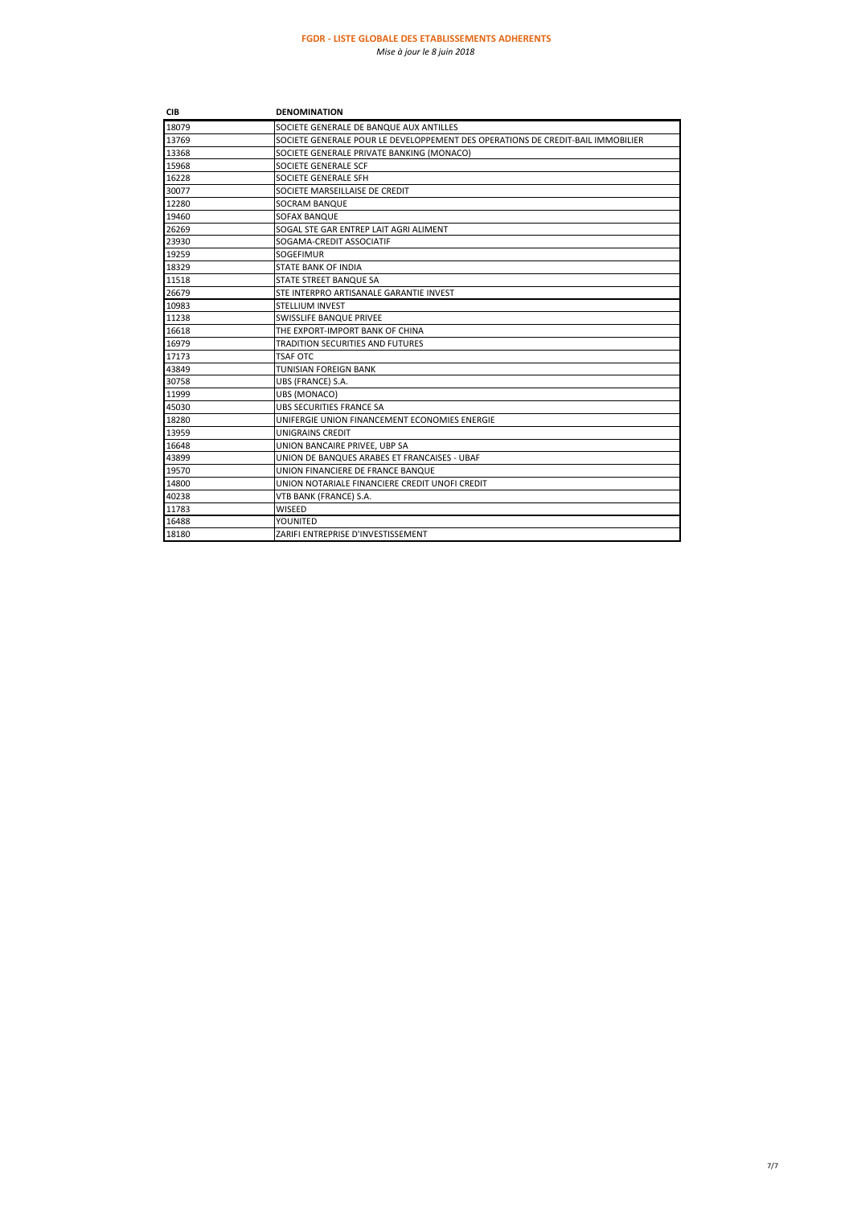## FGDR - LISTE GLOBALE DES ETABLISSEMENTS ADHERENTS

*Mise à jour le 8 juin 2018*

| CIB | DENOMINATION |
| --- | --- |
| 18079 | SOCIETE GENERALE DE BANQUE AUX ANTILLES |
| 13769 | SOCIETE GENERALE POUR LE DEVELOPPEMENT DES OPERATIONS DE CREDIT-BAIL IMMOBILIER |
| 13368 | SOCIETE GENERALE PRIVATE BANKING (MONACO) |
| 15968 | SOCIETE GENERALE SCF |
| 16228 | SOCIETE GENERALE SFH |
| 30077 | SOCIETE MARSEILLAISE DE CREDIT |
| 12280 | SOCRAM BANQUE |
| 19460 | SOFAX BANQUE |
| 26269 | SOGAL STE GAR ENTREP LAIT AGRI ALIMENT |
| 23930 | SOGAMA-CREDIT ASSOCIATIF |
| 19259 | SOGEFIMUR |
| 18329 | STATE BANK OF INDIA |
| 11518 | STATE STREET BANQUE SA |
| 26679 | STE INTERPRO ARTISANALE GARANTIE INVEST |
| 10983 | STELLIUM INVEST |
| 11238 | SWISSLIFE BANQUE PRIVEE |
| 16618 | THE EXPORT-IMPORT BANK OF CHINA |
| 16979 | TRADITION SECURITIES AND FUTURES |
| 17173 | TSAF OTC |
| 43849 | TUNISIAN FOREIGN BANK |
| 30758 | UBS (FRANCE) S.A. |
| 11999 | UBS (MONACO) |
| 45030 | UBS SECURITIES FRANCE SA |
| 18280 | UNIFERGIE UNION FINANCEMENT ECONOMIES ENERGIE |
| 13959 | UNIGRAINS CREDIT |
| 16648 | UNION BANCAIRE PRIVEE, UBP SA |
| 43899 | UNION DE BANQUES ARABES ET FRANCAISES - UBAF |
| 19570 | UNION FINANCIERE DE FRANCE BANQUE |
| 14800 | UNION NOTARIALE FINANCIERE CREDIT UNOFI CREDIT |
| 40238 | VTB BANK (FRANCE) S.A. |
| 11783 | WISEED |
| 16488 | YOUNITED |
| 18180 | ZARIFI ENTREPRISE D'INVESTISSEMENT |